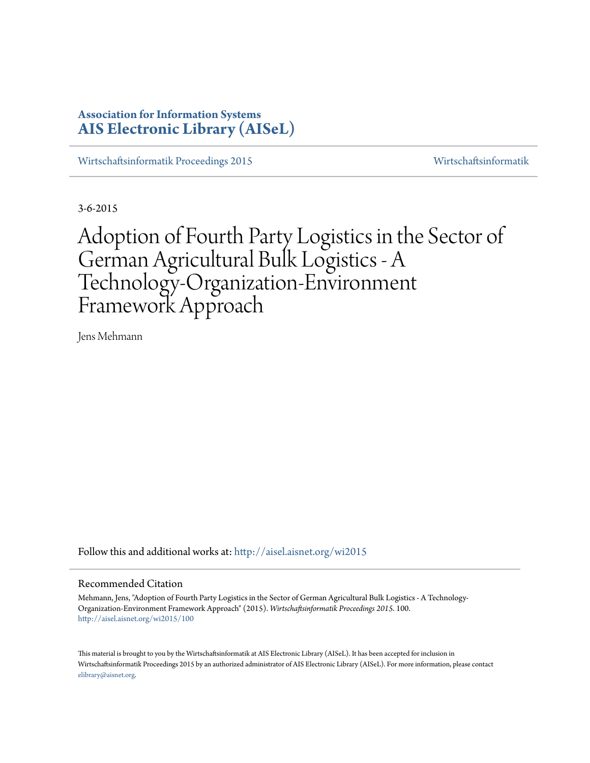**Association for Information Systems**
**AIS Electronic Library (AISeL)**

Wirtschaftsinformatik Proceedings 2015 | Wirtschaftsinformatik

3-6-2015

# Adoption of Fourth Party Logistics in the Sector of German Agricultural Bulk Logistics - A Technology-Organization-Environment Framework Approach

Jens Mehmann

Follow this and additional works at: http://aisel.aisnet.org/wi2015

## Recommended Citation

Mehmann, Jens, "Adoption of Fourth Party Logistics in the Sector of German Agricultural Bulk Logistics - A Technology-Organization-Environment Framework Approach" (2015). *Wirtschaftsinformatik Proceedings 2015*. 100.
http://aisel.aisnet.org/wi2015/100

This material is brought to you by the Wirtschaftsinformatik at AIS Electronic Library (AISeL). It has been accepted for inclusion in Wirtschaftsinformatik Proceedings 2015 by an authorized administrator of AIS Electronic Library (AISeL). For more information, please contact elibrary@aisnet.org.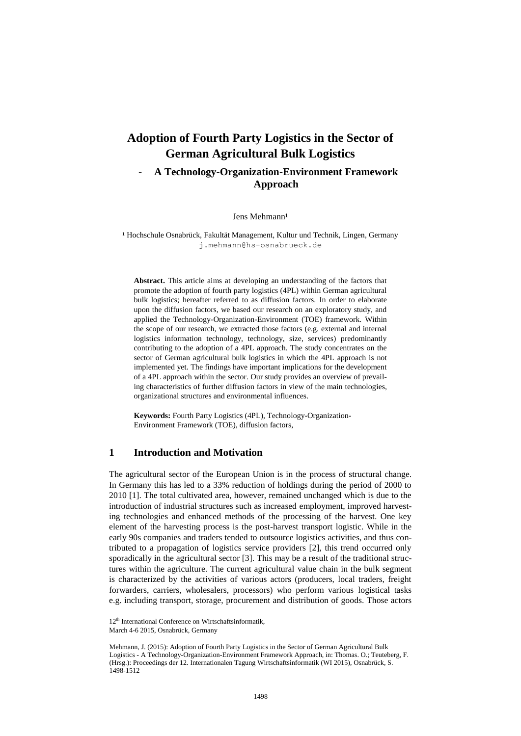# Adoption of Fourth Party Logistics in the Sector of German Agricultural Bulk Logistics

## - A Technology-Organization-Environment Framework Approach

Jens Mehmann[1]

[1] Hochschule Osnabrück, Fakultät Management, Kultur und Technik, Lingen, Germany
j.mehmann@hs-osnabrueck.de

**Abstract.** This article aims at developing an understanding of the factors that promote the adoption of fourth party logistics (4PL) within German agricultural bulk logistics; hereafter referred to as diffusion factors. In order to elaborate upon the diffusion factors, we based our research on an exploratory study, and applied the Technology-Organization-Environment (TOE) framework. Within the scope of our research, we extracted those factors (e.g. external and internal logistics information technology, technology, size, services) predominantly contributing to the adoption of a 4PL approach. The study concentrates on the sector of German agricultural bulk logistics in which the 4PL approach is not implemented yet. The findings have important implications for the development of a 4PL approach within the sector. Our study provides an overview of prevailing characteristics of further diffusion factors in view of the main technologies, organizational structures and environmental influences.

**Keywords:** Fourth Party Logistics (4PL), Technology-Organization-Environment Framework (TOE), diffusion factors,

## 1 Introduction and Motivation

The agricultural sector of the European Union is in the process of structural change. In Germany this has led to a 33% reduction of holdings during the period of 2000 to 2010 [1]. The total cultivated area, however, remained unchanged which is due to the introduction of industrial structures such as increased employment, improved harvesting technologies and enhanced methods of the processing of the harvest. One key element of the harvesting process is the post-harvest transport logistic. While in the early 90s companies and traders tended to outsource logistics activities, and thus contributed to a propagation of logistics service providers [2], this trend occurred only sporadically in the agricultural sector [3]. This may be a result of the traditional structures within the agriculture. The current agricultural value chain in the bulk segment is characterized by the activities of various actors (producers, local traders, freight forwarders, carriers, wholesalers, processors) who perform various logistical tasks e.g. including transport, storage, procurement and distribution of goods. Those actors

12th International Conference on Wirtschaftsinformatik,
March 4-6 2015, Osnabrück, Germany

Mehmann, J. (2015): Adoption of Fourth Party Logistics in the Sector of German Agricultural Bulk Logistics - A Technology-Organization-Environment Framework Approach, in: Thomas. O.; Teuteberg, F. (Hrsg.): Proceedings der 12. Internationalen Tagung Wirtschaftsinformatik (WI 2015), Osnabrück, S. 1498-1512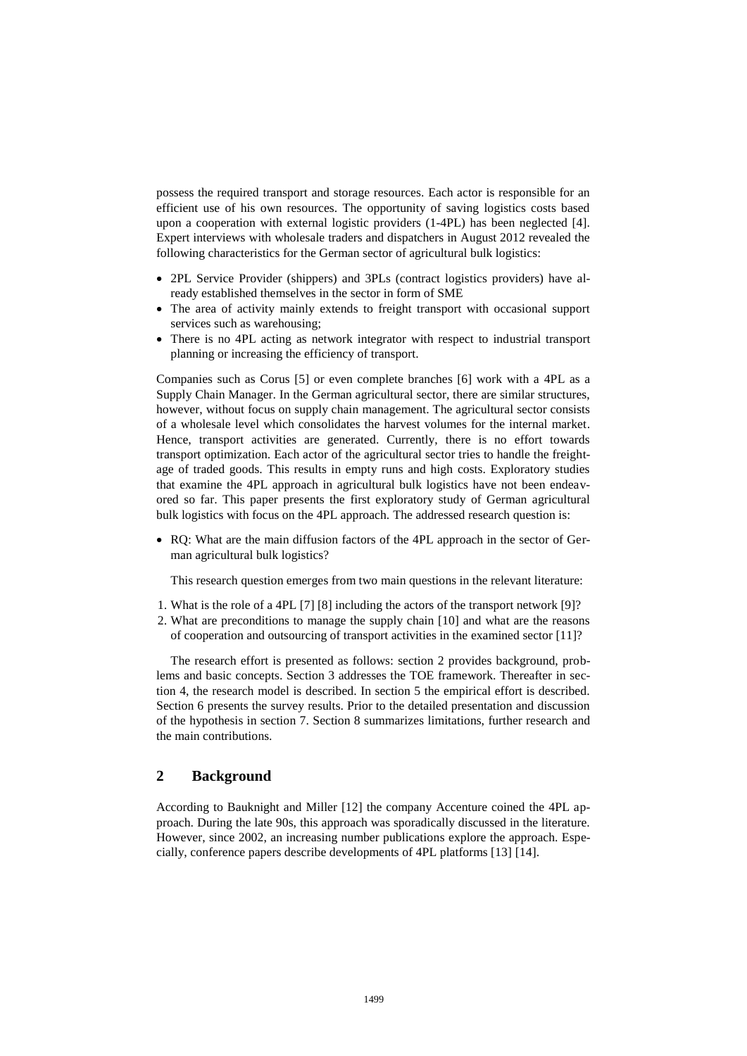possess the required transport and storage resources. Each actor is responsible for an efficient use of his own resources. The opportunity of saving logistics costs based upon a cooperation with external logistic providers (1-4PL) has been neglected [4]. Expert interviews with wholesale traders and dispatchers in August 2012 revealed the following characteristics for the German sector of agricultural bulk logistics:

- 2PL Service Provider (shippers) and 3PLs (contract logistics providers) have already established themselves in the sector in form of SME
- The area of activity mainly extends to freight transport with occasional support services such as warehousing;
- There is no 4PL acting as network integrator with respect to industrial transport planning or increasing the efficiency of transport.

Companies such as Corus [5] or even complete branches [6] work with a 4PL as a Supply Chain Manager. In the German agricultural sector, there are similar structures, however, without focus on supply chain management. The agricultural sector consists of a wholesale level which consolidates the harvest volumes for the internal market. Hence, transport activities are generated. Currently, there is no effort towards transport optimization. Each actor of the agricultural sector tries to handle the freightage of traded goods. This results in empty runs and high costs. Exploratory studies that examine the 4PL approach in agricultural bulk logistics have not been endeavored so far. This paper presents the first exploratory study of German agricultural bulk logistics with focus on the 4PL approach. The addressed research question is:

- RQ: What are the main diffusion factors of the 4PL approach in the sector of German agricultural bulk logistics?

This research question emerges from two main questions in the relevant literature:

1. What is the role of a 4PL [7] [8] including the actors of the transport network [9]?
2. What are preconditions to manage the supply chain [10] and what are the reasons of cooperation and outsourcing of transport activities in the examined sector [11]?

The research effort is presented as follows: section 2 provides background, problems and basic concepts. Section 3 addresses the TOE framework. Thereafter in section 4, the research model is described. In section 5 the empirical effort is described. Section 6 presents the survey results. Prior to the detailed presentation and discussion of the hypothesis in section 7. Section 8 summarizes limitations, further research and the main contributions.

## 2 Background

According to Bauknight and Miller [12] the company Accenture coined the 4PL approach. During the late 90s, this approach was sporadically discussed in the literature. However, since 2002, an increasing number publications explore the approach. Especially, conference papers describe developments of 4PL platforms [13] [14].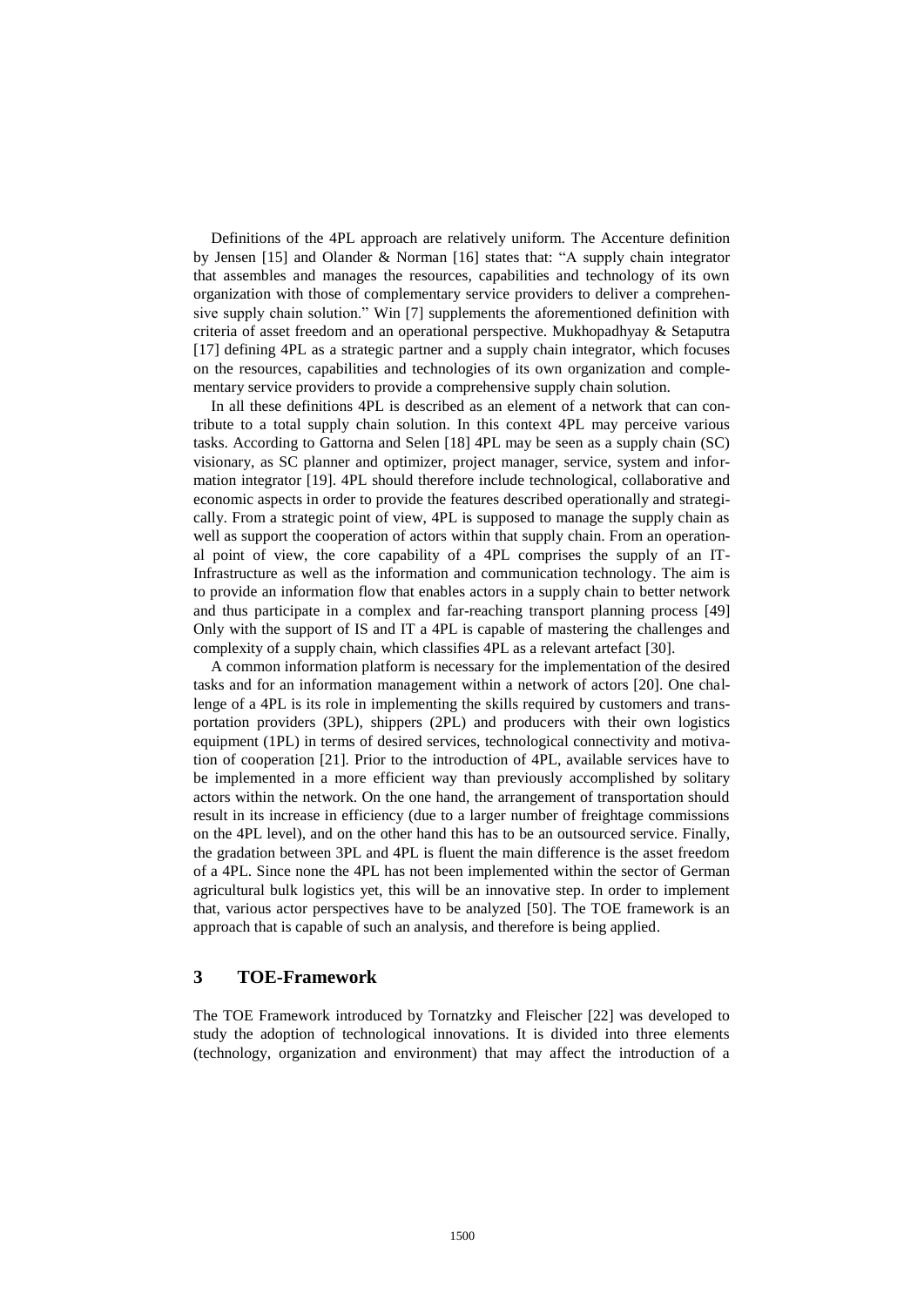Definitions of the 4PL approach are relatively uniform. The Accenture definition by Jensen [15] and Olander & Norman [16] states that: "A supply chain integrator that assembles and manages the resources, capabilities and technology of its own organization with those of complementary service providers to deliver a comprehensive supply chain solution." Win [7] supplements the aforementioned definition with criteria of asset freedom and an operational perspective. Mukhopadhyay & Setaputra [17] defining 4PL as a strategic partner and a supply chain integrator, which focuses on the resources, capabilities and technologies of its own organization and complementary service providers to provide a comprehensive supply chain solution.

In all these definitions 4PL is described as an element of a network that can contribute to a total supply chain solution. In this context 4PL may perceive various tasks. According to Gattorna and Selen [18] 4PL may be seen as a supply chain (SC) visionary, as SC planner and optimizer, project manager, service, system and information integrator [19]. 4PL should therefore include technological, collaborative and economic aspects in order to provide the features described operationally and strategically. From a strategic point of view, 4PL is supposed to manage the supply chain as well as support the cooperation of actors within that supply chain. From an operational point of view, the core capability of a 4PL comprises the supply of an IT-Infrastructure as well as the information and communication technology. The aim is to provide an information flow that enables actors in a supply chain to better network and thus participate in a complex and far-reaching transport planning process [49] Only with the support of IS and IT a 4PL is capable of mastering the challenges and complexity of a supply chain, which classifies 4PL as a relevant artefact [30].

A common information platform is necessary for the implementation of the desired tasks and for an information management within a network of actors [20]. One challenge of a 4PL is its role in implementing the skills required by customers and transportation providers (3PL), shippers (2PL) and producers with their own logistics equipment (1PL) in terms of desired services, technological connectivity and motivation of cooperation [21]. Prior to the introduction of 4PL, available services have to be implemented in a more efficient way than previously accomplished by solitary actors within the network. On the one hand, the arrangement of transportation should result in its increase in efficiency (due to a larger number of freightage commissions on the 4PL level), and on the other hand this has to be an outsourced service. Finally, the gradation between 3PL and 4PL is fluent the main difference is the asset freedom of a 4PL. Since none the 4PL has not been implemented within the sector of German agricultural bulk logistics yet, this will be an innovative step. In order to implement that, various actor perspectives have to be analyzed [50]. The TOE framework is an approach that is capable of such an analysis, and therefore is being applied.

## 3 TOE-Framework

The TOE Framework introduced by Tornatzky and Fleischer [22] was developed to study the adoption of technological innovations. It is divided into three elements (technology, organization and environment) that may affect the introduction of a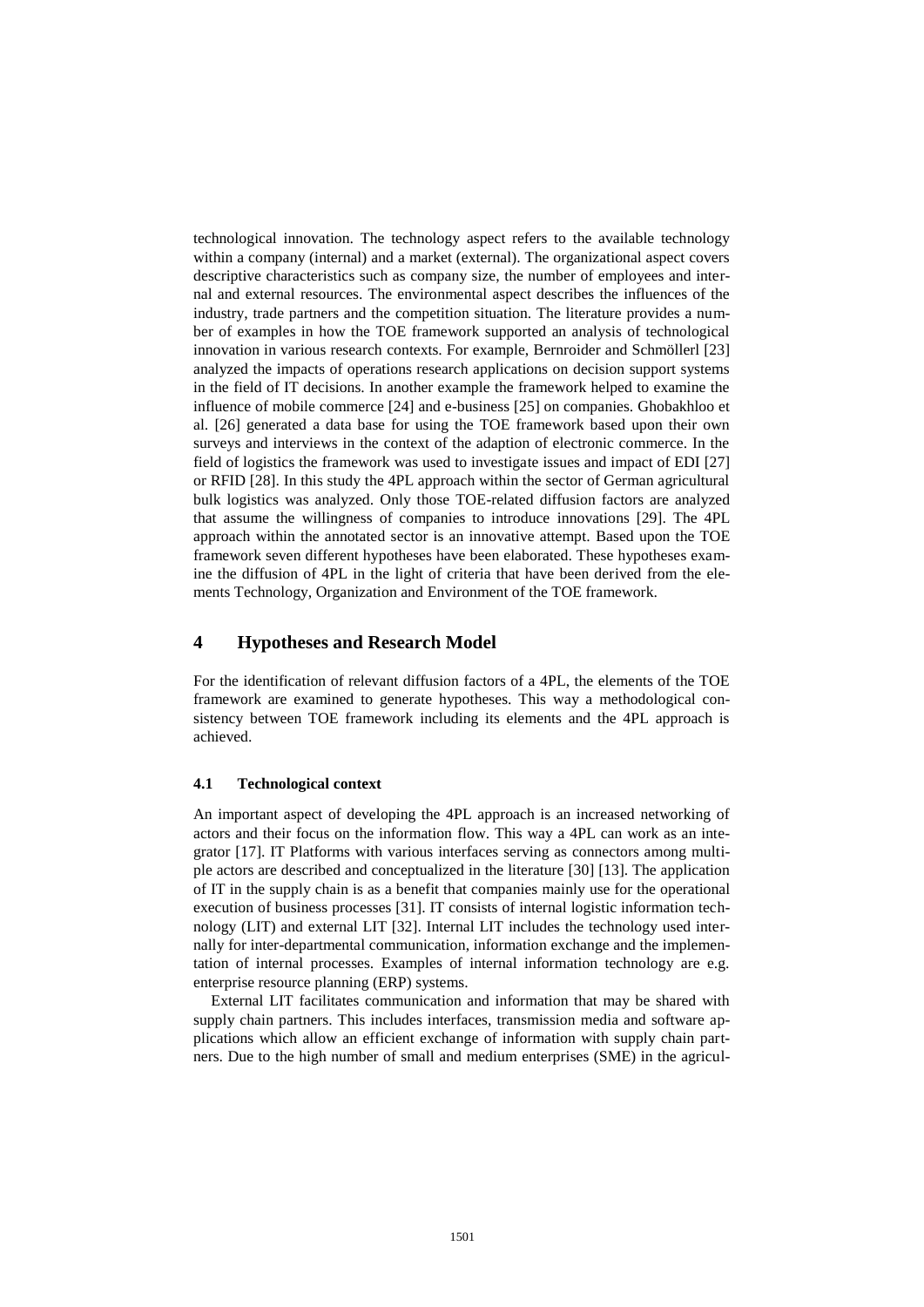technological innovation. The technology aspect refers to the available technology within a company (internal) and a market (external). The organizational aspect covers descriptive characteristics such as company size, the number of employees and internal and external resources. The environmental aspect describes the influences of the industry, trade partners and the competition situation. The literature provides a number of examples in how the TOE framework supported an analysis of technological innovation in various research contexts. For example, Bernroider and Schmöllerl [23] analyzed the impacts of operations research applications on decision support systems in the field of IT decisions. In another example the framework helped to examine the influence of mobile commerce [24] and e-business [25] on companies. Ghobakhloo et al. [26] generated a data base for using the TOE framework based upon their own surveys and interviews in the context of the adaption of electronic commerce. In the field of logistics the framework was used to investigate issues and impact of EDI [27] or RFID [28]. In this study the 4PL approach within the sector of German agricultural bulk logistics was analyzed. Only those TOE-related diffusion factors are analyzed that assume the willingness of companies to introduce innovations [29]. The 4PL approach within the annotated sector is an innovative attempt. Based upon the TOE framework seven different hypotheses have been elaborated. These hypotheses examine the diffusion of 4PL in the light of criteria that have been derived from the elements Technology, Organization and Environment of the TOE framework.

## 4 Hypotheses and Research Model

For the identification of relevant diffusion factors of a 4PL, the elements of the TOE framework are examined to generate hypotheses. This way a methodological consistency between TOE framework including its elements and the 4PL approach is achieved.

### 4.1 Technological context

An important aspect of developing the 4PL approach is an increased networking of actors and their focus on the information flow. This way a 4PL can work as an integrator [17]. IT Platforms with various interfaces serving as connectors among multiple actors are described and conceptualized in the literature [30] [13]. The application of IT in the supply chain is as a benefit that companies mainly use for the operational execution of business processes [31]. IT consists of internal logistic information technology (LIT) and external LIT [32]. Internal LIT includes the technology used internally for inter-departmental communication, information exchange and the implementation of internal processes. Examples of internal information technology are e.g. enterprise resource planning (ERP) systems.

External LIT facilitates communication and information that may be shared with supply chain partners. This includes interfaces, transmission media and software applications which allow an efficient exchange of information with supply chain partners. Due to the high number of small and medium enterprises (SME) in the agricul-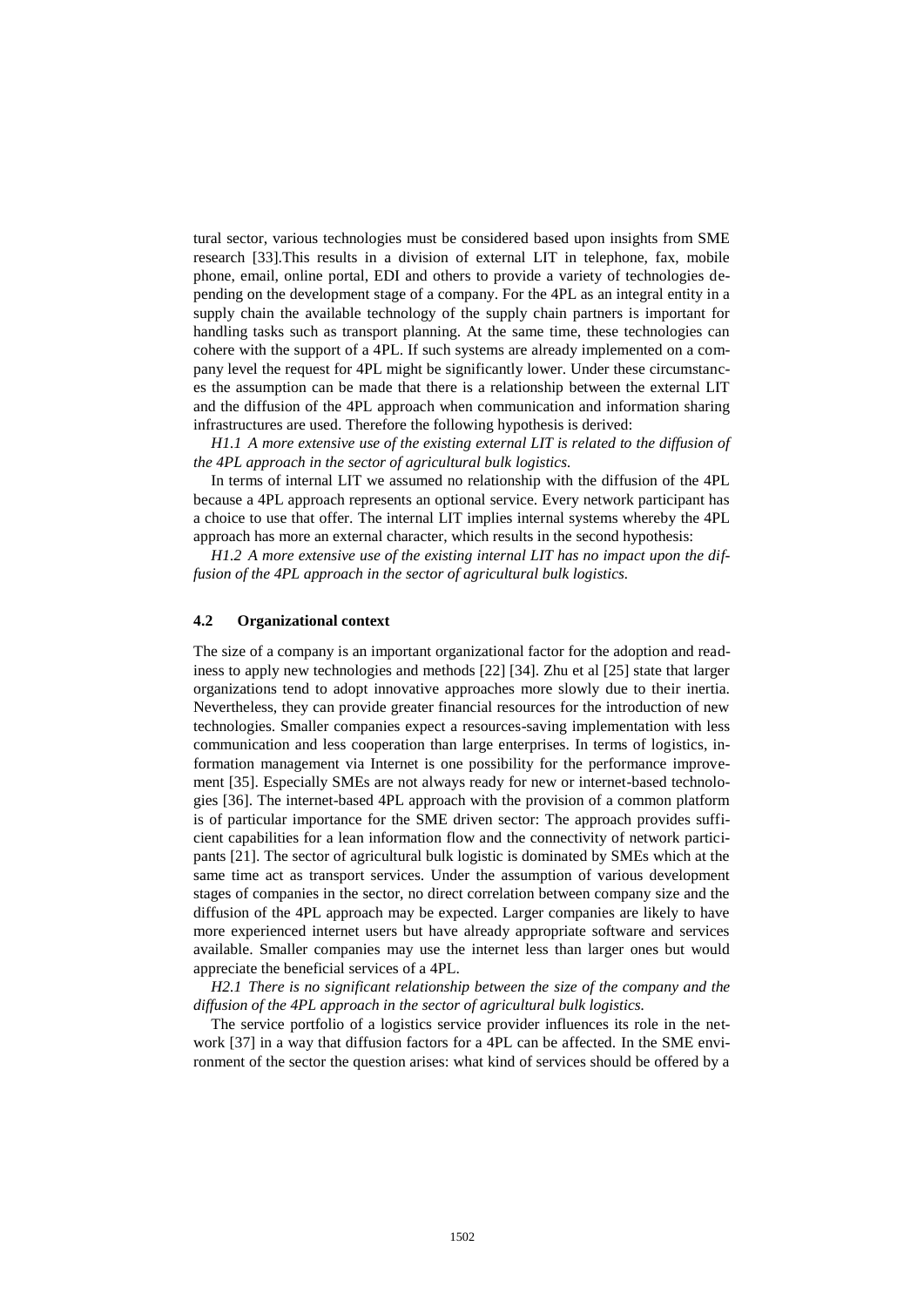tural sector, various technologies must be considered based upon insights from SME research [33].This results in a division of external LIT in telephone, fax, mobile phone, email, online portal, EDI and others to provide a variety of technologies depending on the development stage of a company. For the 4PL as an integral entity in a supply chain the available technology of the supply chain partners is important for handling tasks such as transport planning. At the same time, these technologies can cohere with the support of a 4PL. If such systems are already implemented on a company level the request for 4PL might be significantly lower. Under these circumstances the assumption can be made that there is a relationship between the external LIT and the diffusion of the 4PL approach when communication and information sharing infrastructures are used. Therefore the following hypothesis is derived:

*H1.1 A more extensive use of the existing external LIT is related to the diffusion of the 4PL approach in the sector of agricultural bulk logistics.*

In terms of internal LIT we assumed no relationship with the diffusion of the 4PL because a 4PL approach represents an optional service. Every network participant has a choice to use that offer. The internal LIT implies internal systems whereby the 4PL approach has more an external character, which results in the second hypothesis:

*H1.2 A more extensive use of the existing internal LIT has no impact upon the diffusion of the 4PL approach in the sector of agricultural bulk logistics.*

### 4.2 Organizational context

The size of a company is an important organizational factor for the adoption and readiness to apply new technologies and methods [22] [34]. Zhu et al [25] state that larger organizations tend to adopt innovative approaches more slowly due to their inertia. Nevertheless, they can provide greater financial resources for the introduction of new technologies. Smaller companies expect a resources-saving implementation with less communication and less cooperation than large enterprises. In terms of logistics, information management via Internet is one possibility for the performance improvement [35]. Especially SMEs are not always ready for new or internet-based technologies [36]. The internet-based 4PL approach with the provision of a common platform is of particular importance for the SME driven sector: The approach provides sufficient capabilities for a lean information flow and the connectivity of network participants [21]. The sector of agricultural bulk logistic is dominated by SMEs which at the same time act as transport services. Under the assumption of various development stages of companies in the sector, no direct correlation between company size and the diffusion of the 4PL approach may be expected. Larger companies are likely to have more experienced internet users but have already appropriate software and services available. Smaller companies may use the internet less than larger ones but would appreciate the beneficial services of a 4PL.

*H2.1 There is no significant relationship between the size of the company and the diffusion of the 4PL approach in the sector of agricultural bulk logistics.*

The service portfolio of a logistics service provider influences its role in the network [37] in a way that diffusion factors for a 4PL can be affected. In the SME environment of the sector the question arises: what kind of services should be offered by a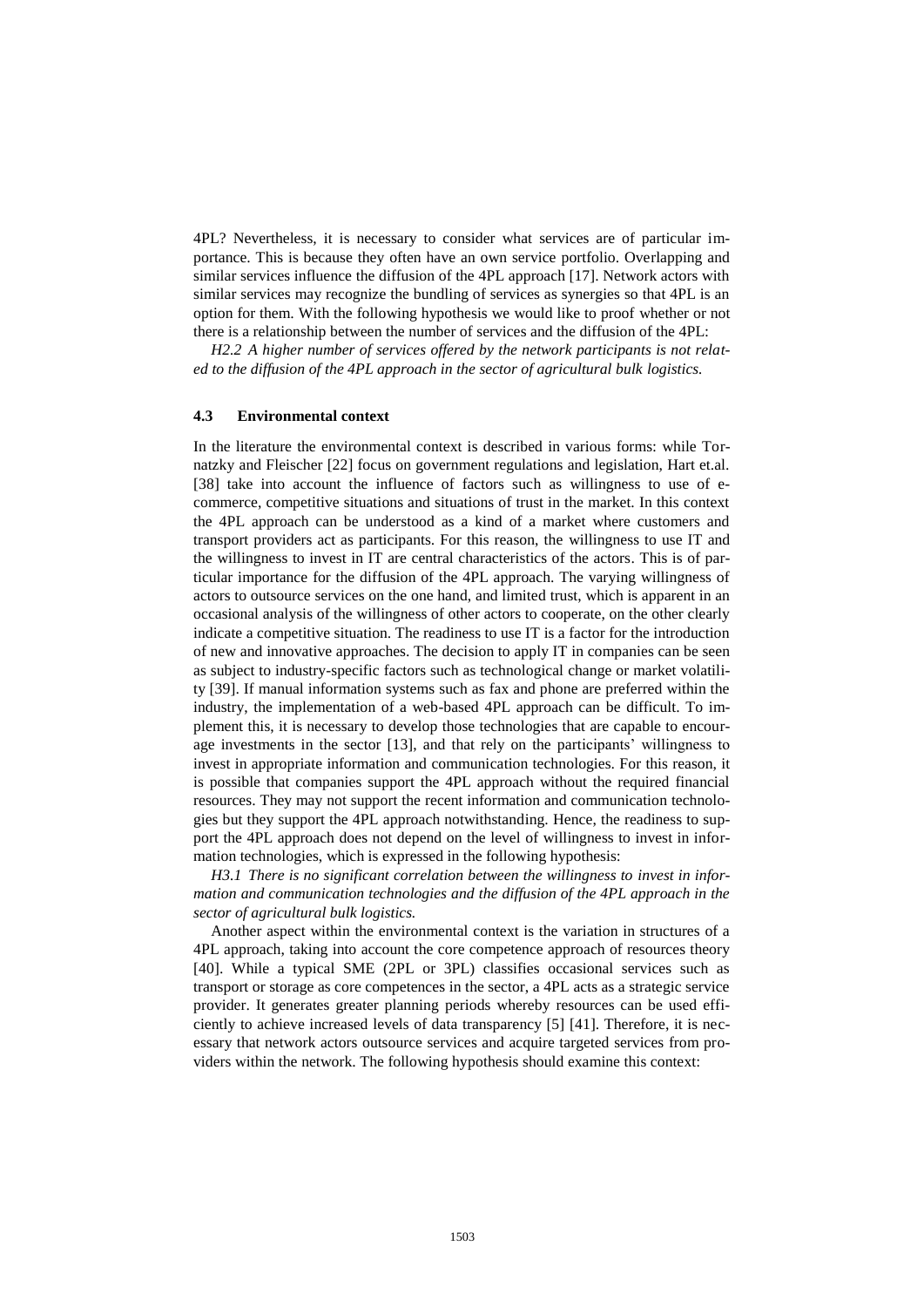4PL? Nevertheless, it is necessary to consider what services are of particular importance. This is because they often have an own service portfolio. Overlapping and similar services influence the diffusion of the 4PL approach [17]. Network actors with similar services may recognize the bundling of services as synergies so that 4PL is an option for them. With the following hypothesis we would like to proof whether or not there is a relationship between the number of services and the diffusion of the 4PL:

*H2.2 A higher number of services offered by the network participants is not related to the diffusion of the 4PL approach in the sector of agricultural bulk logistics.*

### 4.3 Environmental context

In the literature the environmental context is described in various forms: while Tornatzky and Fleischer [22] focus on government regulations and legislation, Hart et.al. [38] take into account the influence of factors such as willingness to use of e-commerce, competitive situations and situations of trust in the market. In this context the 4PL approach can be understood as a kind of a market where customers and transport providers act as participants. For this reason, the willingness to use IT and the willingness to invest in IT are central characteristics of the actors. This is of particular importance for the diffusion of the 4PL approach. The varying willingness of actors to outsource services on the one hand, and limited trust, which is apparent in an occasional analysis of the willingness of other actors to cooperate, on the other clearly indicate a competitive situation. The readiness to use IT is a factor for the introduction of new and innovative approaches. The decision to apply IT in companies can be seen as subject to industry-specific factors such as technological change or market volatility [39]. If manual information systems such as fax and phone are preferred within the industry, the implementation of a web-based 4PL approach can be difficult. To implement this, it is necessary to develop those technologies that are capable to encourage investments in the sector [13], and that rely on the participants' willingness to invest in appropriate information and communication technologies. For this reason, it is possible that companies support the 4PL approach without the required financial resources. They may not support the recent information and communication technologies but they support the 4PL approach notwithstanding. Hence, the readiness to support the 4PL approach does not depend on the level of willingness to invest in information technologies, which is expressed in the following hypothesis:

*H3.1 There is no significant correlation between the willingness to invest in information and communication technologies and the diffusion of the 4PL approach in the sector of agricultural bulk logistics.*

Another aspect within the environmental context is the variation in structures of a 4PL approach, taking into account the core competence approach of resources theory [40]. While a typical SME (2PL or 3PL) classifies occasional services such as transport or storage as core competences in the sector, a 4PL acts as a strategic service provider. It generates greater planning periods whereby resources can be used efficiently to achieve increased levels of data transparency [5] [41]. Therefore, it is necessary that network actors outsource services and acquire targeted services from providers within the network. The following hypothesis should examine this context: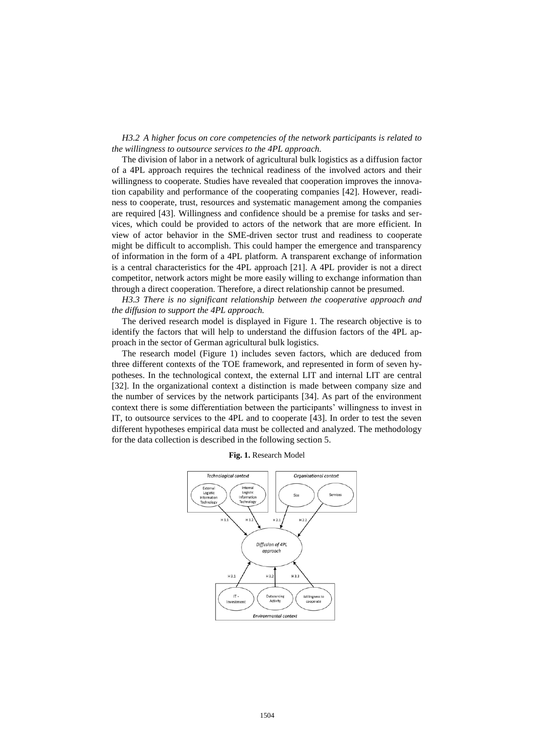*H3.2 A higher focus on core competencies of the network participants is related to the willingness to outsource services to the 4PL approach.*

The division of labor in a network of agricultural bulk logistics as a diffusion factor of a 4PL approach requires the technical readiness of the involved actors and their willingness to cooperate. Studies have revealed that cooperation improves the innovation capability and performance of the cooperating companies [42]. However, readiness to cooperate, trust, resources and systematic management among the companies are required [43]. Willingness and confidence should be a premise for tasks and services, which could be provided to actors of the network that are more efficient. In view of actor behavior in the SME-driven sector trust and readiness to cooperate might be difficult to accomplish. This could hamper the emergence and transparency of information in the form of a 4PL platform. A transparent exchange of information is a central characteristics for the 4PL approach [21]. A 4PL provider is not a direct competitor, network actors might be more easily willing to exchange information than through a direct cooperation. Therefore, a direct relationship cannot be presumed.

*H3.3 There is no significant relationship between the cooperative approach and the diffusion to support the 4PL approach.*

The derived research model is displayed in Figure 1. The research objective is to identify the factors that will help to understand the diffusion factors of the 4PL approach in the sector of German agricultural bulk logistics.

The research model (Figure 1) includes seven factors, which are deduced from three different contexts of the TOE framework, and represented in form of seven hypotheses. In the technological context, the external LIT and internal LIT are central [32]. In the organizational context a distinction is made between company size and the number of services by the network participants [34]. As part of the environment context there is some differentiation between the participants' willingness to invest in IT, to outsource services to the 4PL and to cooperate [43]. In order to test the seven different hypotheses empirical data must be collected and analyzed. The methodology for the data collection is described in the following section 5.

**Fig. 1.** Research Model

Technological context

External Logistic Information Technology

Internal Logistic Information Technology

Organizational context

Size

Services

H 1.1

H 1.2

H 2.1

H 2.2

Diffusion of 4PL approach

H 3.1

H 3.2

H 3.3

IT - Investment

Outsourcing Activity

Willingness to cooperate

Environmental context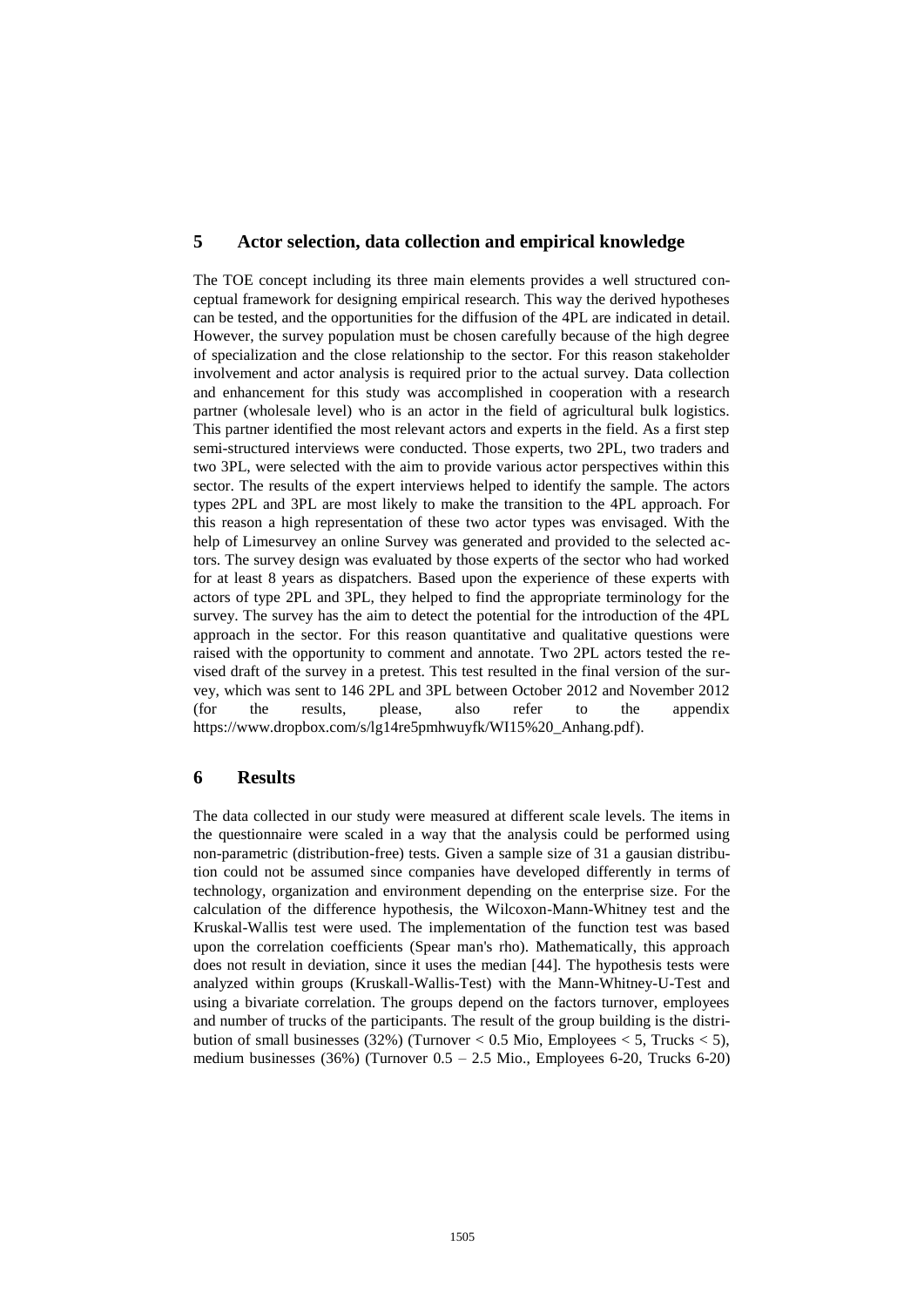## 5 Actor selection, data collection and empirical knowledge

The TOE concept including its three main elements provides a well structured conceptual framework for designing empirical research. This way the derived hypotheses can be tested, and the opportunities for the diffusion of the 4PL are indicated in detail. However, the survey population must be chosen carefully because of the high degree of specialization and the close relationship to the sector. For this reason stakeholder involvement and actor analysis is required prior to the actual survey. Data collection and enhancement for this study was accomplished in cooperation with a research partner (wholesale level) who is an actor in the field of agricultural bulk logistics. This partner identified the most relevant actors and experts in the field. As a first step semi-structured interviews were conducted. Those experts, two 2PL, two traders and two 3PL, were selected with the aim to provide various actor perspectives within this sector. The results of the expert interviews helped to identify the sample. The actors types 2PL and 3PL are most likely to make the transition to the 4PL approach. For this reason a high representation of these two actor types was envisaged. With the help of Limesurvey an online Survey was generated and provided to the selected actors. The survey design was evaluated by those experts of the sector who had worked for at least 8 years as dispatchers. Based upon the experience of these experts with actors of type 2PL and 3PL, they helped to find the appropriate terminology for the survey. The survey has the aim to detect the potential for the introduction of the 4PL approach in the sector. For this reason quantitative and qualitative questions were raised with the opportunity to comment and annotate. Two 2PL actors tested the revised draft of the survey in a pretest. This test resulted in the final version of the survey, which was sent to 146 2PL and 3PL between October 2012 and November 2012 (for the results, please, also refer to the appendix https://www.dropbox.com/s/lg14re5pmhwuyfk/WI15%20_Anhang.pdf).

## 6 Results

The data collected in our study were measured at different scale levels. The items in the questionnaire were scaled in a way that the analysis could be performed using non-parametric (distribution-free) tests. Given a sample size of 31 a gausian distribution could not be assumed since companies have developed differently in terms of technology, organization and environment depending on the enterprise size. For the calculation of the difference hypothesis, the Wilcoxon-Mann-Whitney test and the Kruskal-Wallis test were used. The implementation of the function test was based upon the correlation coefficients (Spear man's rho). Mathematically, this approach does not result in deviation, since it uses the median [44]. The hypothesis tests were analyzed within groups (Kruskall-Wallis-Test) with the Mann-Whitney-U-Test and using a bivariate correlation. The groups depend on the factors turnover, employees and number of trucks of the participants. The result of the group building is the distribution of small businesses (32%) (Turnover < 0.5 Mio, Employees < 5, Trucks < 5), medium businesses (36%) (Turnover 0.5 – 2.5 Mio., Employees 6-20, Trucks 6-20)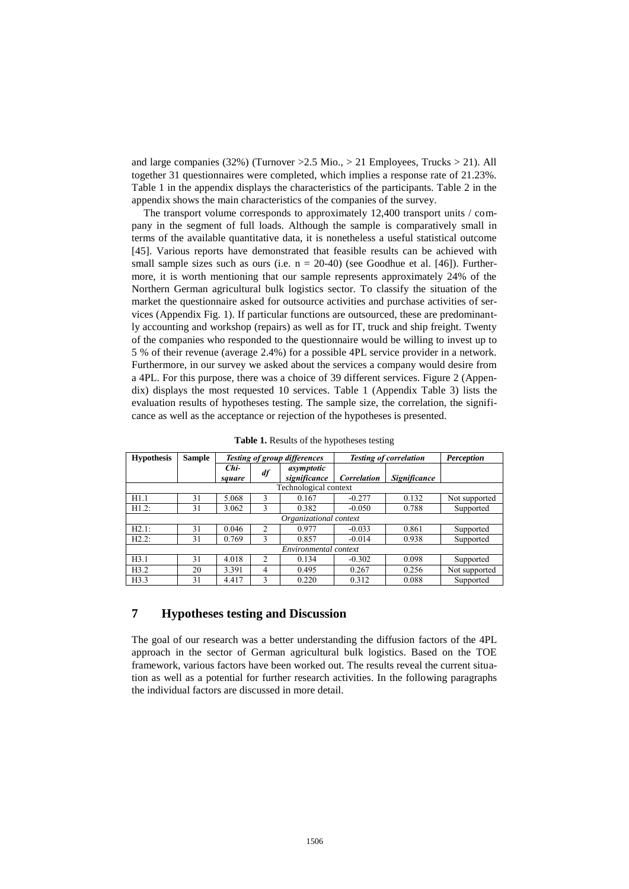and large companies (32%) (Turnover >2.5 Mio., > 21 Employees, Trucks > 21). All together 31 questionnaires were completed, which implies a response rate of 21.23%. Table 1 in the appendix displays the characteristics of the participants. Table 2 in the appendix shows the main characteristics of the companies of the survey.

The transport volume corresponds to approximately 12,400 transport units / company in the segment of full loads. Although the sample is comparatively small in terms of the available quantitative data, it is nonetheless a useful statistical outcome [45]. Various reports have demonstrated that feasible results can be achieved with small sample sizes such as ours (i.e. n = 20-40) (see Goodhue et al. [46]). Furthermore, it is worth mentioning that our sample represents approximately 24% of the Northern German agricultural bulk logistics sector. To classify the situation of the market the questionnaire asked for outsource activities and purchase activities of services (Appendix Fig. 1). If particular functions are outsourced, these are predominantly accounting and workshop (repairs) as well as for IT, truck and ship freight. Twenty of the companies who responded to the questionnaire would be willing to invest up to 5 % of their revenue (average 2.4%) for a possible 4PL service provider in a network. Furthermore, in our survey we asked about the services a company would desire from a 4PL. For this purpose, there was a choice of 39 different services. Figure 2 (Appendix) displays the most requested 10 services. Table 1 (Appendix Table 3) lists the evaluation results of hypotheses testing. The sample size, the correlation, the significance as well as the acceptance or rejection of the hypotheses is presented.

**Table 1.** Results of the hypotheses testing

| **Hypothesis** | **Sample** | ***Testing of group differences*** | | | ***Testing of correlation*** | | ***Perception*** |
|---|---|---|---|---|---|---|---|
| | | ***Chi-square*** | ***df*** | ***asymptotic significance*** | ***Correlation*** | ***Significance*** | |
| Technological context | | | | | | | |
| H1.1 | 31 | 5.068 | 3 | 0.167 | -0.277 | 0.132 | Not supported |
| H1.2: | 31 | 3.062 | 3 | 0.382 | -0.050 | 0.788 | Supported |
| *Organizational context* | | | | | | | |
| H2.1: | 31 | 0.046 | 2 | 0.977 | -0.033 | 0.861 | Supported |
| H2.2: | 31 | 0.769 | 3 | 0.857 | -0.014 | 0.938 | Supported |
| *Environmental context* | | | | | | | |
| H3.1 | 31 | 4.018 | 2 | 0.134 | -0.302 | 0.098 | Supported |
| H3.2 | 20 | 3.391 | 4 | 0.495 | 0.267 | 0.256 | Not supported |
| H3.3 | 31 | 4.417 | 3 | 0.220 | 0.312 | 0.088 | Supported |

## 7 Hypotheses testing and Discussion

The goal of our research was a better understanding the diffusion factors of the 4PL approach in the sector of German agricultural bulk logistics. Based on the TOE framework, various factors have been worked out. The results reveal the current situation as well as a potential for further research activities. In the following paragraphs the individual factors are discussed in more detail.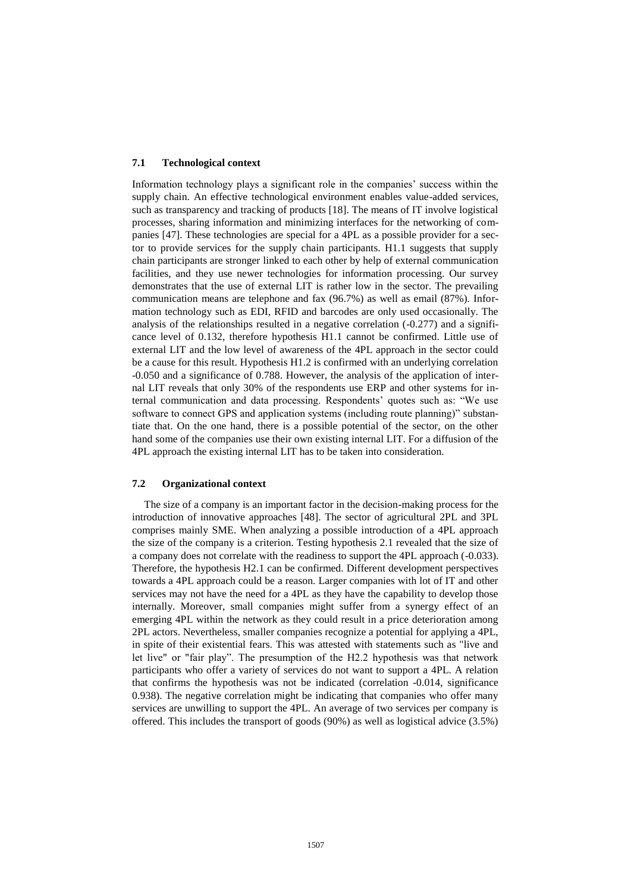### 7.1 Technological context

Information technology plays a significant role in the companies' success within the supply chain. An effective technological environment enables value-added services, such as transparency and tracking of products [18]. The means of IT involve logistical processes, sharing information and minimizing interfaces for the networking of companies [47]. These technologies are special for a 4PL as a possible provider for a sector to provide services for the supply chain participants. H1.1 suggests that supply chain participants are stronger linked to each other by help of external communication facilities, and they use newer technologies for information processing. Our survey demonstrates that the use of external LIT is rather low in the sector. The prevailing communication means are telephone and fax (96.7%) as well as email (87%). Information technology such as EDI, RFID and barcodes are only used occasionally. The analysis of the relationships resulted in a negative correlation (-0.277) and a significance level of 0.132, therefore hypothesis H1.1 cannot be confirmed. Little use of external LIT and the low level of awareness of the 4PL approach in the sector could be a cause for this result. Hypothesis H1.2 is confirmed with an underlying correlation -0.050 and a significance of 0.788. However, the analysis of the application of internal LIT reveals that only 30% of the respondents use ERP and other systems for internal communication and data processing. Respondents' quotes such as: "We use software to connect GPS and application systems (including route planning)" substantiate that. On the one hand, there is a possible potential of the sector, on the other hand some of the companies use their own existing internal LIT. For a diffusion of the 4PL approach the existing internal LIT has to be taken into consideration.

### 7.2 Organizational context

The size of a company is an important factor in the decision-making process for the introduction of innovative approaches [48]. The sector of agricultural 2PL and 3PL comprises mainly SME. When analyzing a possible introduction of a 4PL approach the size of the company is a criterion. Testing hypothesis 2.1 revealed that the size of a company does not correlate with the readiness to support the 4PL approach (-0.033). Therefore, the hypothesis H2.1 can be confirmed. Different development perspectives towards a 4PL approach could be a reason. Larger companies with lot of IT and other services may not have the need for a 4PL as they have the capability to develop those internally. Moreover, small companies might suffer from a synergy effect of an emerging 4PL within the network as they could result in a price deterioration among 2PL actors. Nevertheless, smaller companies recognize a potential for applying a 4PL, in spite of their existential fears. This was attested with statements such as "live and let live" or "fair play". The presumption of the H2.2 hypothesis was that network participants who offer a variety of services do not want to support a 4PL. A relation that confirms the hypothesis was not be indicated (correlation -0.014, significance 0.938). The negative correlation might be indicating that companies who offer many services are unwilling to support the 4PL. An average of two services per company is offered. This includes the transport of goods (90%) as well as logistical advice (3.5%)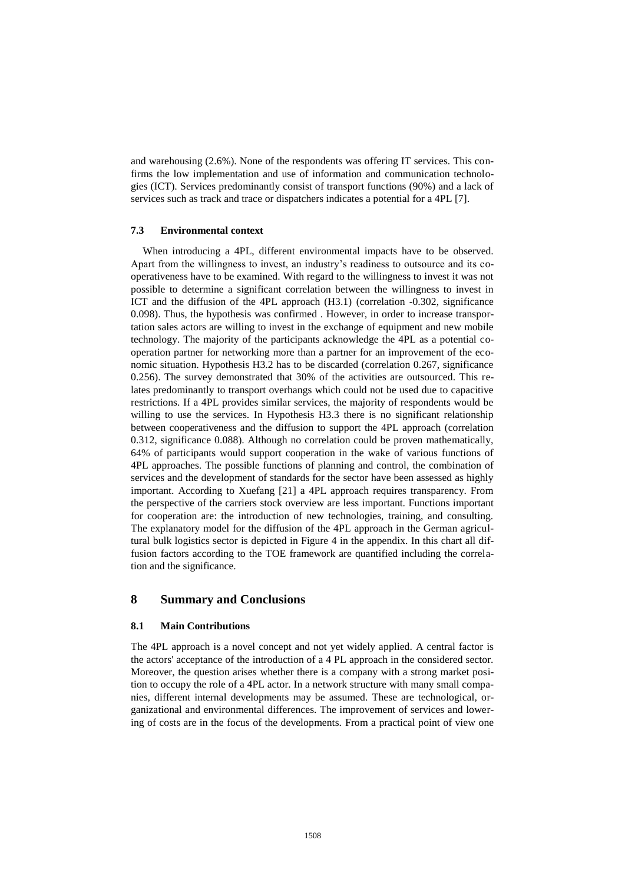and warehousing (2.6%). None of the respondents was offering IT services. This confirms the low implementation and use of information and communication technologies (ICT). Services predominantly consist of transport functions (90%) and a lack of services such as track and trace or dispatchers indicates a potential for a 4PL [7].

### 7.3 Environmental context

When introducing a 4PL, different environmental impacts have to be observed. Apart from the willingness to invest, an industry's readiness to outsource and its cooperativeness have to be examined. With regard to the willingness to invest it was not possible to determine a significant correlation between the willingness to invest in ICT and the diffusion of the 4PL approach (H3.1) (correlation -0.302, significance 0.098). Thus, the hypothesis was confirmed . However, in order to increase transportation sales actors are willing to invest in the exchange of equipment and new mobile technology. The majority of the participants acknowledge the 4PL as a potential cooperation partner for networking more than a partner for an improvement of the economic situation. Hypothesis H3.2 has to be discarded (correlation 0.267, significance 0.256). The survey demonstrated that 30% of the activities are outsourced. This relates predominantly to transport overhangs which could not be used due to capacitive restrictions. If a 4PL provides similar services, the majority of respondents would be willing to use the services. In Hypothesis H3.3 there is no significant relationship between cooperativeness and the diffusion to support the 4PL approach (correlation 0.312, significance 0.088). Although no correlation could be proven mathematically, 64% of participants would support cooperation in the wake of various functions of 4PL approaches. The possible functions of planning and control, the combination of services and the development of standards for the sector have been assessed as highly important. According to Xuefang [21] a 4PL approach requires transparency. From the perspective of the carriers stock overview are less important. Functions important for cooperation are: the introduction of new technologies, training, and consulting. The explanatory model for the diffusion of the 4PL approach in the German agricultural bulk logistics sector is depicted in Figure 4 in the appendix. In this chart all diffusion factors according to the TOE framework are quantified including the correlation and the significance.

## 8 Summary and Conclusions

### 8.1 Main Contributions

The 4PL approach is a novel concept and not yet widely applied. A central factor is the actors' acceptance of the introduction of a 4 PL approach in the considered sector. Moreover, the question arises whether there is a company with a strong market position to occupy the role of a 4PL actor. In a network structure with many small companies, different internal developments may be assumed. These are technological, organizational and environmental differences. The improvement of services and lowering of costs are in the focus of the developments. From a practical point of view one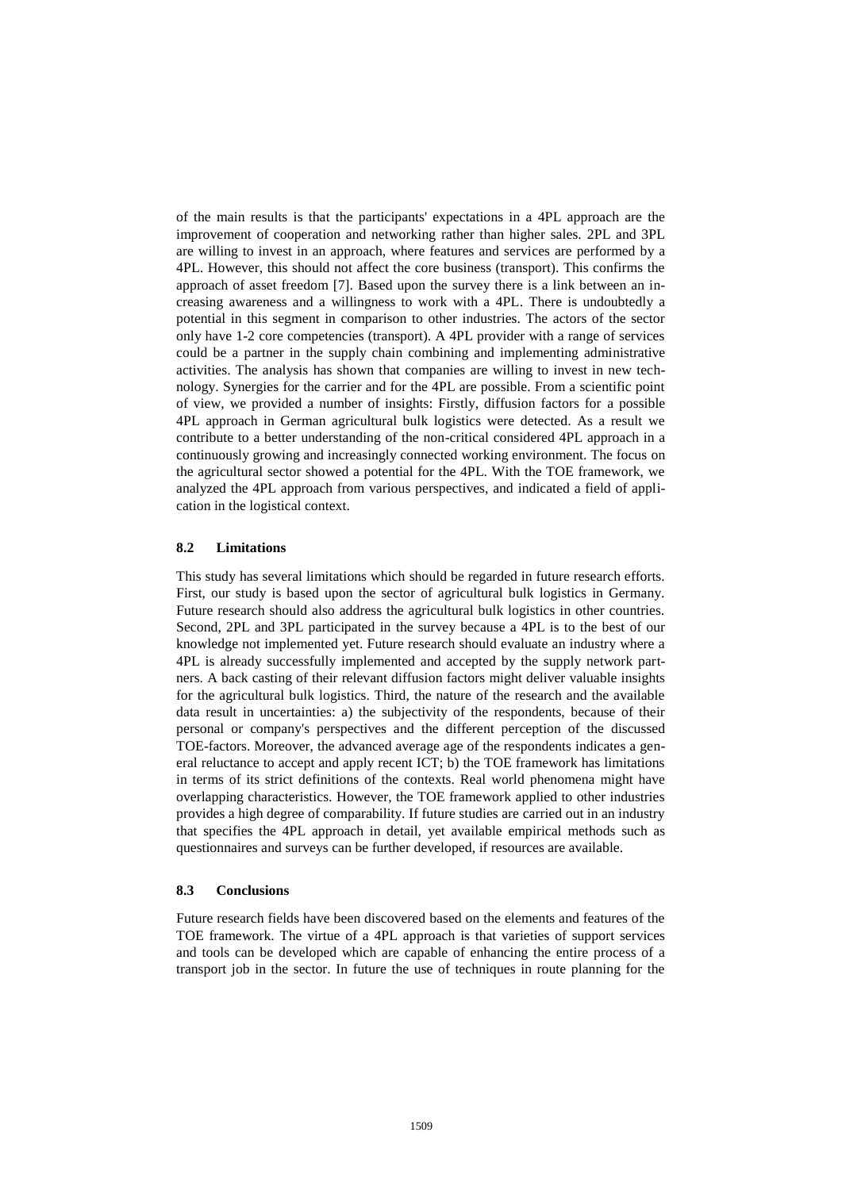of the main results is that the participants' expectations in a 4PL approach are the improvement of cooperation and networking rather than higher sales. 2PL and 3PL are willing to invest in an approach, where features and services are performed by a 4PL. However, this should not affect the core business (transport). This confirms the approach of asset freedom [7]. Based upon the survey there is a link between an increasing awareness and a willingness to work with a 4PL. There is undoubtedly a potential in this segment in comparison to other industries. The actors of the sector only have 1-2 core competencies (transport). A 4PL provider with a range of services could be a partner in the supply chain combining and implementing administrative activities. The analysis has shown that companies are willing to invest in new technology. Synergies for the carrier and for the 4PL are possible. From a scientific point of view, we provided a number of insights: Firstly, diffusion factors for a possible 4PL approach in German agricultural bulk logistics were detected. As a result we contribute to a better understanding of the non-critical considered 4PL approach in a continuously growing and increasingly connected working environment. The focus on the agricultural sector showed a potential for the 4PL. With the TOE framework, we analyzed the 4PL approach from various perspectives, and indicated a field of application in the logistical context.

### 8.2 Limitations

This study has several limitations which should be regarded in future research efforts. First, our study is based upon the sector of agricultural bulk logistics in Germany. Future research should also address the agricultural bulk logistics in other countries. Second, 2PL and 3PL participated in the survey because a 4PL is to the best of our knowledge not implemented yet. Future research should evaluate an industry where a 4PL is already successfully implemented and accepted by the supply network partners. A back casting of their relevant diffusion factors might deliver valuable insights for the agricultural bulk logistics. Third, the nature of the research and the available data result in uncertainties: a) the subjectivity of the respondents, because of their personal or company's perspectives and the different perception of the discussed TOE-factors. Moreover, the advanced average age of the respondents indicates a general reluctance to accept and apply recent ICT; b) the TOE framework has limitations in terms of its strict definitions of the contexts. Real world phenomena might have overlapping characteristics. However, the TOE framework applied to other industries provides a high degree of comparability. If future studies are carried out in an industry that specifies the 4PL approach in detail, yet available empirical methods such as questionnaires and surveys can be further developed, if resources are available.

### 8.3 Conclusions

Future research fields have been discovered based on the elements and features of the TOE framework. The virtue of a 4PL approach is that varieties of support services and tools can be developed which are capable of enhancing the entire process of a transport job in the sector. In future the use of techniques in route planning for the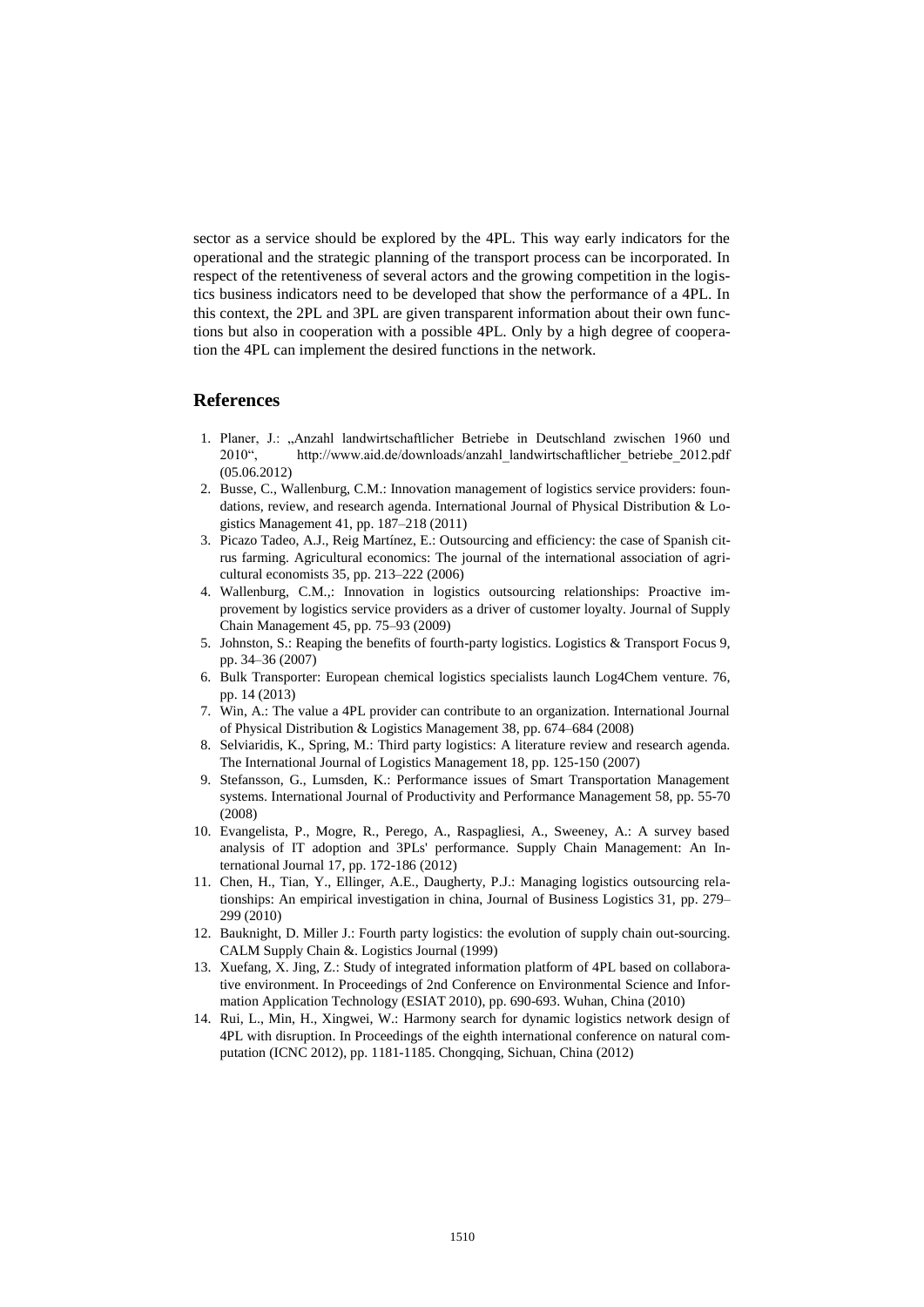sector as a service should be explored by the 4PL. This way early indicators for the operational and the strategic planning of the transport process can be incorporated. In respect of the retentiveness of several actors and the growing competition in the logistics business indicators need to be developed that show the performance of a 4PL. In this context, the 2PL and 3PL are given transparent information about their own functions but also in cooperation with a possible 4PL. Only by a high degree of cooperation the 4PL can implement the desired functions in the network.

## References

1. Planer, J.: „Anzahl landwirtschaftlicher Betriebe in Deutschland zwischen 1960 und 2010", http://www.aid.de/downloads/anzahl_landwirtschaftlicher_betriebe_2012.pdf (05.06.2012)
2. Busse, C., Wallenburg, C.M.: Innovation management of logistics service providers: foundations, review, and research agenda. International Journal of Physical Distribution & Logistics Management 41, pp. 187–218 (2011)
3. Picazo Tadeo, A.J., Reig Martínez, E.: Outsourcing and efficiency: the case of Spanish citrus farming. Agricultural economics: The journal of the international association of agricultural economists 35, pp. 213–222 (2006)
4. Wallenburg, C.M.,: Innovation in logistics outsourcing relationships: Proactive improvement by logistics service providers as a driver of customer loyalty. Journal of Supply Chain Management 45, pp. 75–93 (2009)
5. Johnston, S.: Reaping the benefits of fourth-party logistics. Logistics & Transport Focus 9, pp. 34–36 (2007)
6. Bulk Transporter: European chemical logistics specialists launch Log4Chem venture. 76, pp. 14 (2013)
7. Win, A.: The value a 4PL provider can contribute to an organization. International Journal of Physical Distribution & Logistics Management 38, pp. 674–684 (2008)
8. Selviaridis, K., Spring, M.: Third party logistics: A literature review and research agenda. The International Journal of Logistics Management 18, pp. 125-150 (2007)
9. Stefansson, G., Lumsden, K.: Performance issues of Smart Transportation Management systems. International Journal of Productivity and Performance Management 58, pp. 55-70 (2008)
10. Evangelista, P., Mogre, R., Perego, A., Raspagliesi, A., Sweeney, A.: A survey based analysis of IT adoption and 3PLs' performance. Supply Chain Management: An International Journal 17, pp. 172-186 (2012)
11. Chen, H., Tian, Y., Ellinger, A.E., Daugherty, P.J.: Managing logistics outsourcing relationships: An empirical investigation in china, Journal of Business Logistics 31, pp. 279–299 (2010)
12. Bauknight, D. Miller J.: Fourth party logistics: the evolution of supply chain out-sourcing. CALM Supply Chain &. Logistics Journal (1999)
13. Xuefang, X. Jing, Z.: Study of integrated information platform of 4PL based on collaborative environment. In Proceedings of 2nd Conference on Environmental Science and Information Application Technology (ESIAT 2010), pp. 690-693. Wuhan, China (2010)
14. Rui, L., Min, H., Xingwei, W.: Harmony search for dynamic logistics network design of 4PL with disruption. In Proceedings of the eighth international conference on natural computation (ICNC 2012), pp. 1181-1185. Chongqing, Sichuan, China (2012)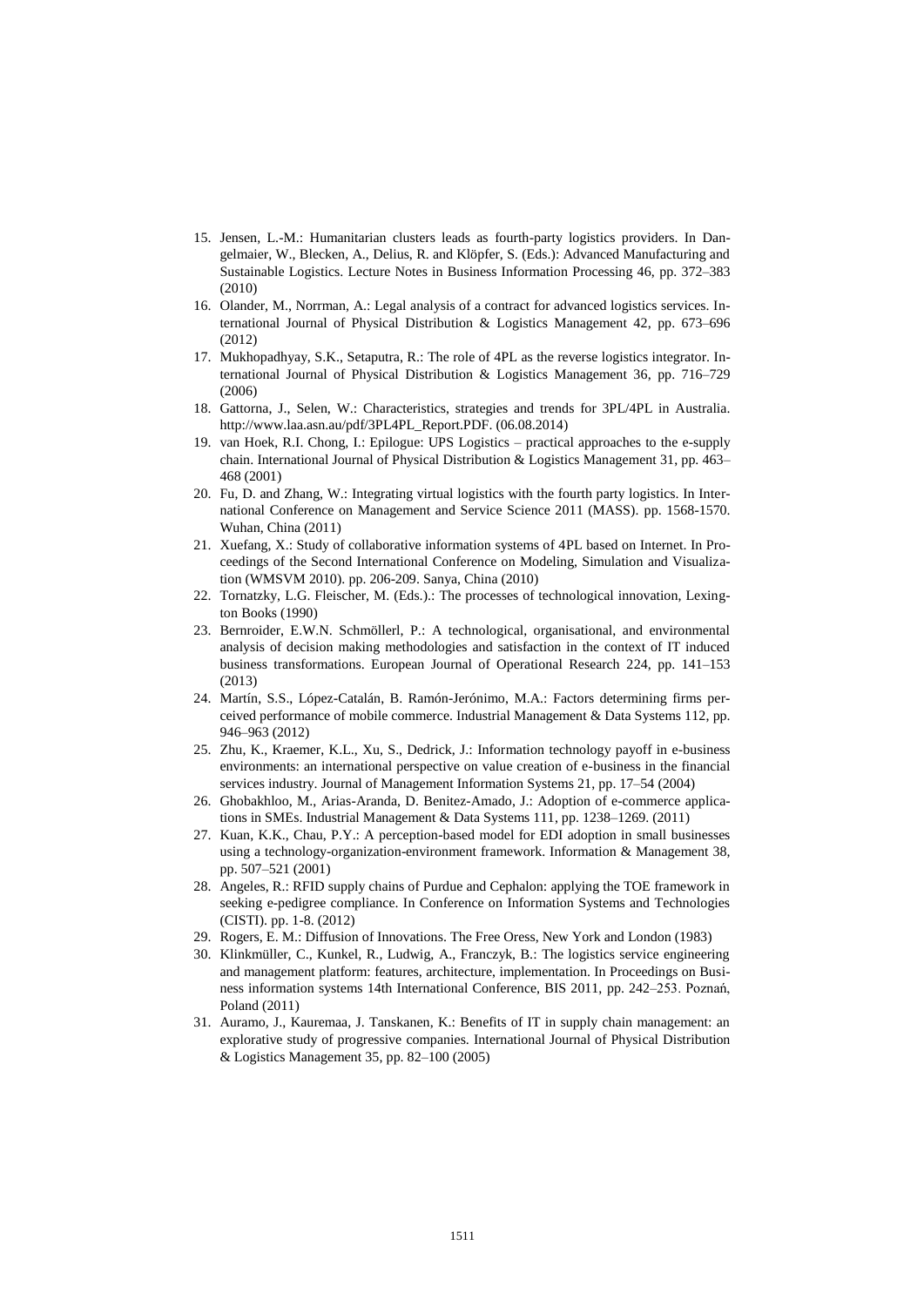15. Jensen, L.-M.: Humanitarian clusters leads as fourth-party logistics providers. In Dangelmaier, W., Blecken, A., Delius, R. and Klöpfer, S. (Eds.): Advanced Manufacturing and Sustainable Logistics. Lecture Notes in Business Information Processing 46, pp. 372–383 (2010)
16. Olander, M., Norrman, A.: Legal analysis of a contract for advanced logistics services. International Journal of Physical Distribution & Logistics Management 42, pp. 673–696 (2012)
17. Mukhopadhyay, S.K., Setaputra, R.: The role of 4PL as the reverse logistics integrator. International Journal of Physical Distribution & Logistics Management 36, pp. 716–729 (2006)
18. Gattorna, J., Selen, W.: Characteristics, strategies and trends for 3PL/4PL in Australia. http://www.laa.asn.au/pdf/3PL4PL_Report.PDF. (06.08.2014)
19. van Hoek, R.I. Chong, I.: Epilogue: UPS Logistics – practical approaches to the e-supply chain. International Journal of Physical Distribution & Logistics Management 31, pp. 463–468 (2001)
20. Fu, D. and Zhang, W.: Integrating virtual logistics with the fourth party logistics. In International Conference on Management and Service Science 2011 (MASS). pp. 1568-1570. Wuhan, China (2011)
21. Xuefang, X.: Study of collaborative information systems of 4PL based on Internet. In Proceedings of the Second International Conference on Modeling, Simulation and Visualization (WMSVM 2010). pp. 206-209. Sanya, China (2010)
22. Tornatzky, L.G. Fleischer, M. (Eds.).: The processes of technological innovation, Lexington Books (1990)
23. Bernroider, E.W.N. Schmöllerl, P.: A technological, organisational, and environmental analysis of decision making methodologies and satisfaction in the context of IT induced business transformations. European Journal of Operational Research 224, pp. 141–153 (2013)
24. Martín, S.S., López-Catalán, B. Ramón-Jerónimo, M.A.: Factors determining firms perceived performance of mobile commerce. Industrial Management & Data Systems 112, pp. 946–963 (2012)
25. Zhu, K., Kraemer, K.L., Xu, S., Dedrick, J.: Information technology payoff in e-business environments: an international perspective on value creation of e-business in the financial services industry. Journal of Management Information Systems 21, pp. 17–54 (2004)
26. Ghobakhloo, M., Arias-Aranda, D. Benitez-Amado, J.: Adoption of e-commerce applications in SMEs. Industrial Management & Data Systems 111, pp. 1238–1269. (2011)
27. Kuan, K.K., Chau, P.Y.: A perception-based model for EDI adoption in small businesses using a technology-organization-environment framework. Information & Management 38, pp. 507–521 (2001)
28. Angeles, R.: RFID supply chains of Purdue and Cephalon: applying the TOE framework in seeking e-pedigree compliance. In Conference on Information Systems and Technologies (CISTI). pp. 1-8. (2012)
29. Rogers, E. M.: Diffusion of Innovations. The Free Oress, New York and London (1983)
30. Klinkmüller, C., Kunkel, R., Ludwig, A., Franczyk, B.: The logistics service engineering and management platform: features, architecture, implementation. In Proceedings on Business information systems 14th International Conference, BIS 2011, pp. 242–253. Poznań, Poland (2011)
31. Auramo, J., Kauremaa, J. Tanskanen, K.: Benefits of IT in supply chain management: an explorative study of progressive companies. International Journal of Physical Distribution & Logistics Management 35, pp. 82–100 (2005)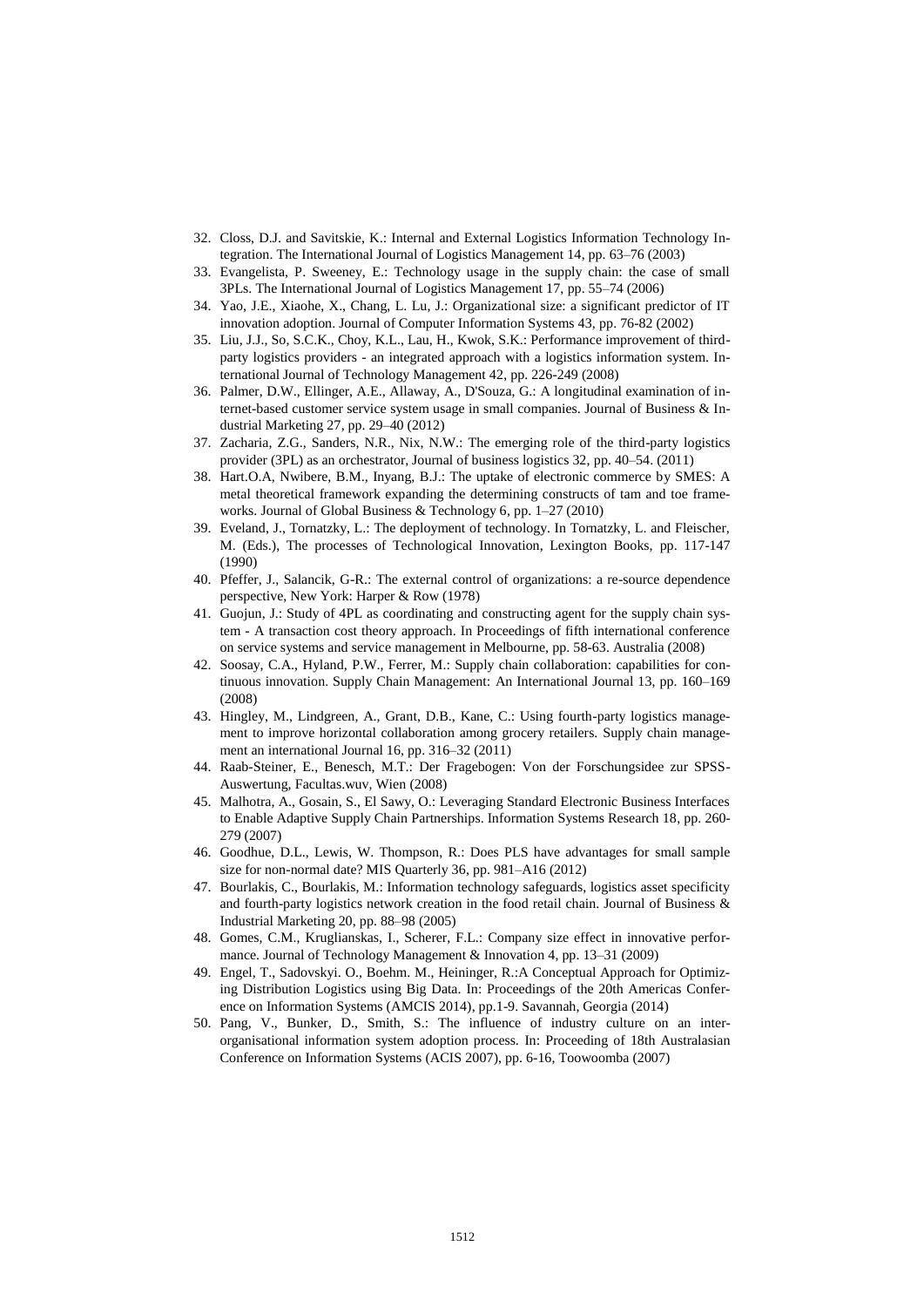32. Closs, D.J. and Savitskie, K.: Internal and External Logistics Information Technology Integration. The International Journal of Logistics Management 14, pp. 63–76 (2003)
33. Evangelista, P. Sweeney, E.: Technology usage in the supply chain: the case of small 3PLs. The International Journal of Logistics Management 17, pp. 55–74 (2006)
34. Yao, J.E., Xiaohe, X., Chang, L. Lu, J.: Organizational size: a significant predictor of IT innovation adoption. Journal of Computer Information Systems 43, pp. 76-82 (2002)
35. Liu, J.J., So, S.C.K., Choy, K.L., Lau, H., Kwok, S.K.: Performance improvement of third-party logistics providers - an integrated approach with a logistics information system. International Journal of Technology Management 42, pp. 226-249 (2008)
36. Palmer, D.W., Ellinger, A.E., Allaway, A., D'Souza, G.: A longitudinal examination of internet-based customer service system usage in small companies. Journal of Business & Industrial Marketing 27, pp. 29–40 (2012)
37. Zacharia, Z.G., Sanders, N.R., Nix, N.W.: The emerging role of the third-party logistics provider (3PL) as an orchestrator, Journal of business logistics 32, pp. 40–54. (2011)
38. Hart.O.A, Nwibere, B.M., Inyang, B.J.: The uptake of electronic commerce by SMES: A metal theoretical framework expanding the determining constructs of tam and toe frameworks. Journal of Global Business & Technology 6, pp. 1–27 (2010)
39. Eveland, J., Tornatzky, L.: The deployment of technology. In Tornatzky, L. and Fleischer, M. (Eds.), The processes of Technological Innovation, Lexington Books, pp. 117-147 (1990)
40. Pfeffer, J., Salancik, G-R.: The external control of organizations: a re-source dependence perspective, New York: Harper & Row (1978)
41. Guojun, J.: Study of 4PL as coordinating and constructing agent for the supply chain system - A transaction cost theory approach. In Proceedings of fifth international conference on service systems and service management in Melbourne, pp. 58-63. Australia (2008)
42. Soosay, C.A., Hyland, P.W., Ferrer, M.: Supply chain collaboration: capabilities for continuous innovation. Supply Chain Management: An International Journal 13, pp. 160–169 (2008)
43. Hingley, M., Lindgreen, A., Grant, D.B., Kane, C.: Using fourth-party logistics management to improve horizontal collaboration among grocery retailers. Supply chain management an international Journal 16, pp. 316–32 (2011)
44. Raab-Steiner, E., Benesch, M.T.: Der Fragebogen: Von der Forschungsidee zur SPSS-Auswertung, Facultas.wuv, Wien (2008)
45. Malhotra, A., Gosain, S., El Sawy, O.: Leveraging Standard Electronic Business Interfaces to Enable Adaptive Supply Chain Partnerships. Information Systems Research 18, pp. 260-279 (2007)
46. Goodhue, D.L., Lewis, W. Thompson, R.: Does PLS have advantages for small sample size for non-normal date? MIS Quarterly 36, pp. 981–A16 (2012)
47. Bourlakis, C., Bourlakis, M.: Information technology safeguards, logistics asset specificity and fourth-party logistics network creation in the food retail chain. Journal of Business & Industrial Marketing 20, pp. 88–98 (2005)
48. Gomes, C.M., Kruglianskas, I., Scherer, F.L.: Company size effect in innovative performance. Journal of Technology Management & Innovation 4, pp. 13–31 (2009)
49. Engel, T., Sadovskyi. O., Boehm. M., Heininger, R.:A Conceptual Approach for Optimizing Distribution Logistics using Big Data. In: Proceedings of the 20th Americas Conference on Information Systems (AMCIS 2014), pp.1-9. Savannah, Georgia (2014)
50. Pang, V., Bunker, D., Smith, S.: The influence of industry culture on an inter-organisational information system adoption process. In: Proceeding of 18th Australasian Conference on Information Systems (ACIS 2007), pp. 6-16, Toowoomba (2007)